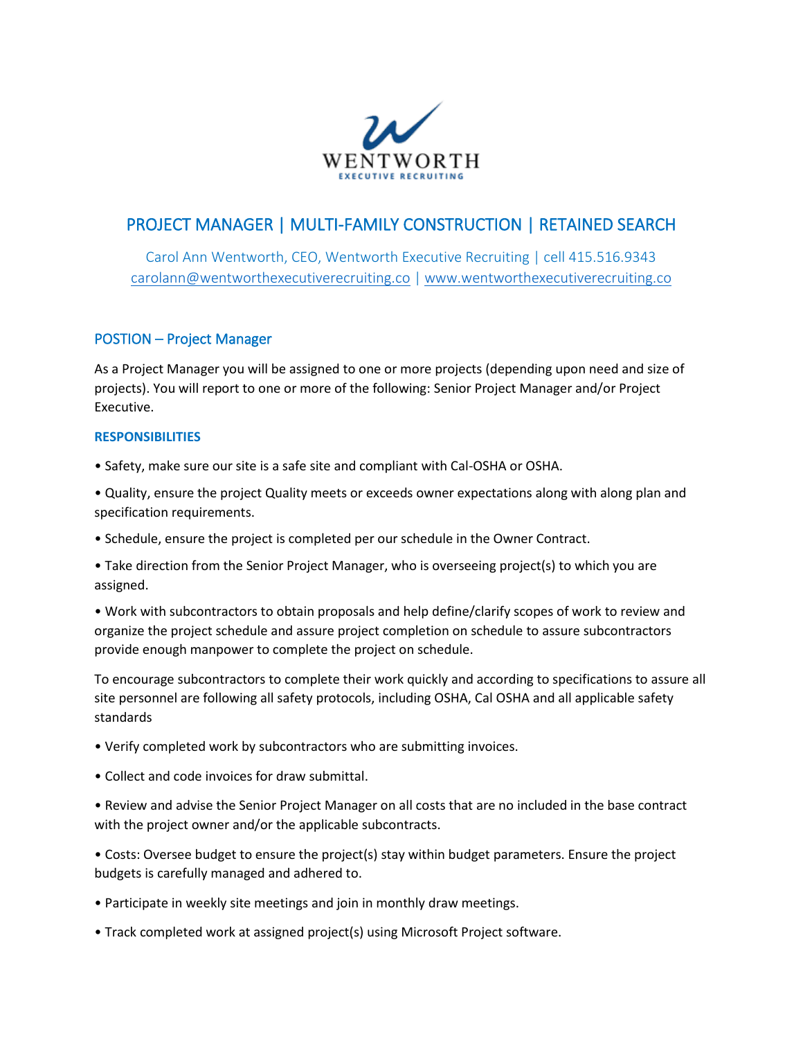# PROJECT MANAGER | MULTI-FAMILY CONSTRUCTION | RETAINED SEARCH

Carol Ann Wentworth, CEO, Wentworth Executive Recruiting | cell 415.516.9343
carolann@wentworthexecutiverecruiting.co | www.wentworthexecutiverecruiting.co

## POSTION – Project Manager

As a Project Manager you will be assigned to one or more projects (depending upon need and size of projects). You will report to one or more of the following: Senior Project Manager and/or Project Executive.

### RESPONSIBILITIES

• Safety, make sure our site is a safe site and compliant with Cal-OSHA or OSHA.

• Quality, ensure the project Quality meets or exceeds owner expectations along with along plan and specification requirements.

• Schedule, ensure the project is completed per our schedule in the Owner Contract.

• Take direction from the Senior Project Manager, who is overseeing project(s) to which you are assigned.

• Work with subcontractors to obtain proposals and help define/clarify scopes of work to review and organize the project schedule and assure project completion on schedule to assure subcontractors provide enough manpower to complete the project on schedule.

To encourage subcontractors to complete their work quickly and according to specifications to assure all site personnel are following all safety protocols, including OSHA, Cal OSHA and all applicable safety standards

• Verify completed work by subcontractors who are submitting invoices.

• Collect and code invoices for draw submittal.

• Review and advise the Senior Project Manager on all costs that are no included in the base contract with the project owner and/or the applicable subcontracts.

• Costs: Oversee budget to ensure the project(s) stay within budget parameters. Ensure the project budgets is carefully managed and adhered to.

• Participate in weekly site meetings and join in monthly draw meetings.

• Track completed work at assigned project(s) using Microsoft Project software.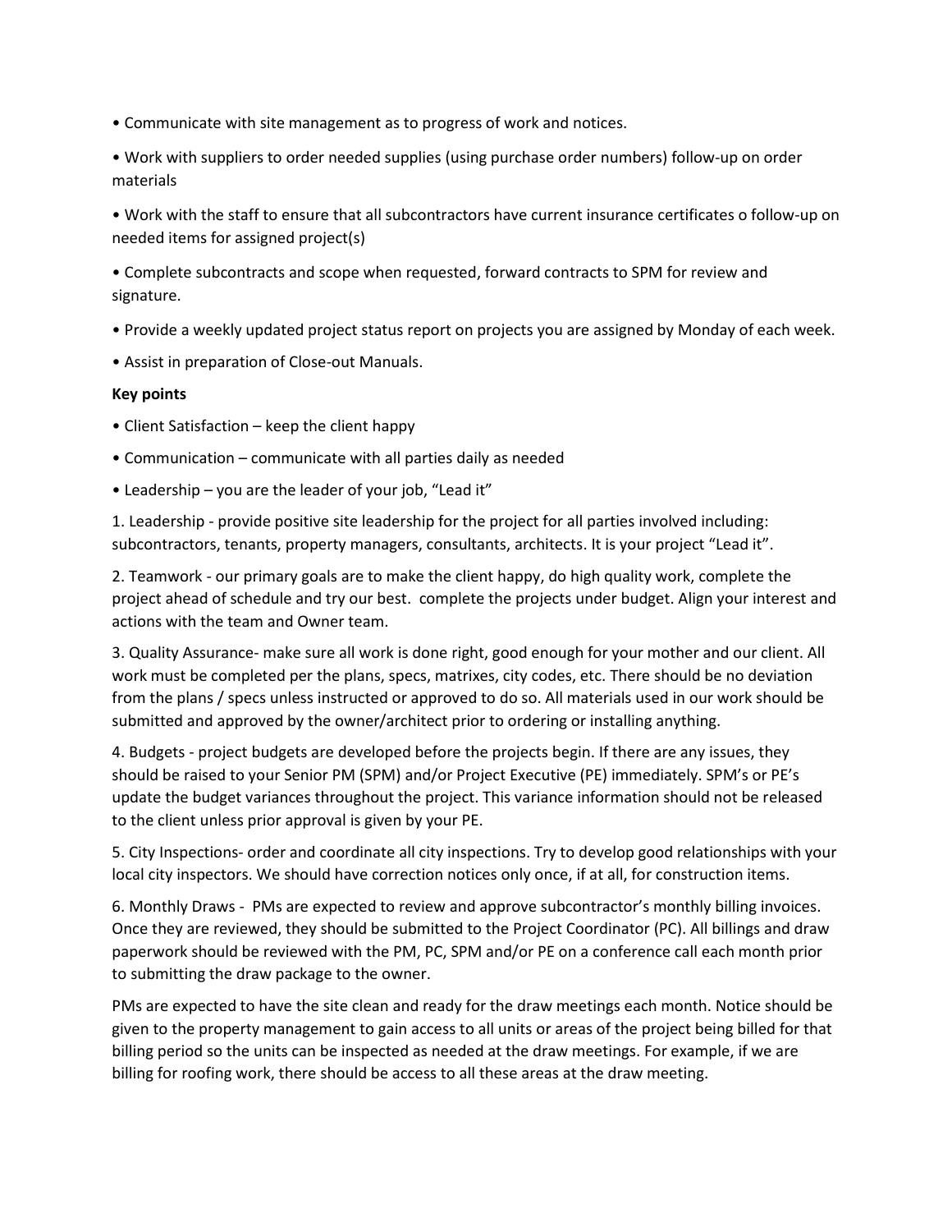• Communicate with site management as to progress of work and notices.

• Work with suppliers to order needed supplies (using purchase order numbers) follow-up on order materials

• Work with the staff to ensure that all subcontractors have current insurance certificates o follow-up on needed items for assigned project(s)

• Complete subcontracts and scope when requested, forward contracts to SPM for review and signature.

• Provide a weekly updated project status report on projects you are assigned by Monday of each week.

• Assist in preparation of Close-out Manuals.

**Key points**

• Client Satisfaction – keep the client happy

• Communication – communicate with all parties daily as needed

• Leadership – you are the leader of your job, "Lead it"

1. Leadership - provide positive site leadership for the project for all parties involved including: subcontractors, tenants, property managers, consultants, architects. It is your project "Lead it".

2. Teamwork - our primary goals are to make the client happy, do high quality work, complete the project ahead of schedule and try our best.  complete the projects under budget. Align your interest and actions with the team and Owner team.

3. Quality Assurance- make sure all work is done right, good enough for your mother and our client. All work must be completed per the plans, specs, matrixes, city codes, etc. There should be no deviation from the plans / specs unless instructed or approved to do so. All materials used in our work should be submitted and approved by the owner/architect prior to ordering or installing anything.

4. Budgets - project budgets are developed before the projects begin. If there are any issues, they should be raised to your Senior PM (SPM) and/or Project Executive (PE) immediately. SPM's or PE's update the budget variances throughout the project. This variance information should not be released to the client unless prior approval is given by your PE.

5. City Inspections- order and coordinate all city inspections. Try to develop good relationships with your local city inspectors. We should have correction notices only once, if at all, for construction items.

6. Monthly Draws -  PMs are expected to review and approve subcontractor's monthly billing invoices. Once they are reviewed, they should be submitted to the Project Coordinator (PC). All billings and draw paperwork should be reviewed with the PM, PC, SPM and/or PE on a conference call each month prior to submitting the draw package to the owner.

PMs are expected to have the site clean and ready for the draw meetings each month. Notice should be given to the property management to gain access to all units or areas of the project being billed for that billing period so the units can be inspected as needed at the draw meetings. For example, if we are billing for roofing work, there should be access to all these areas at the draw meeting.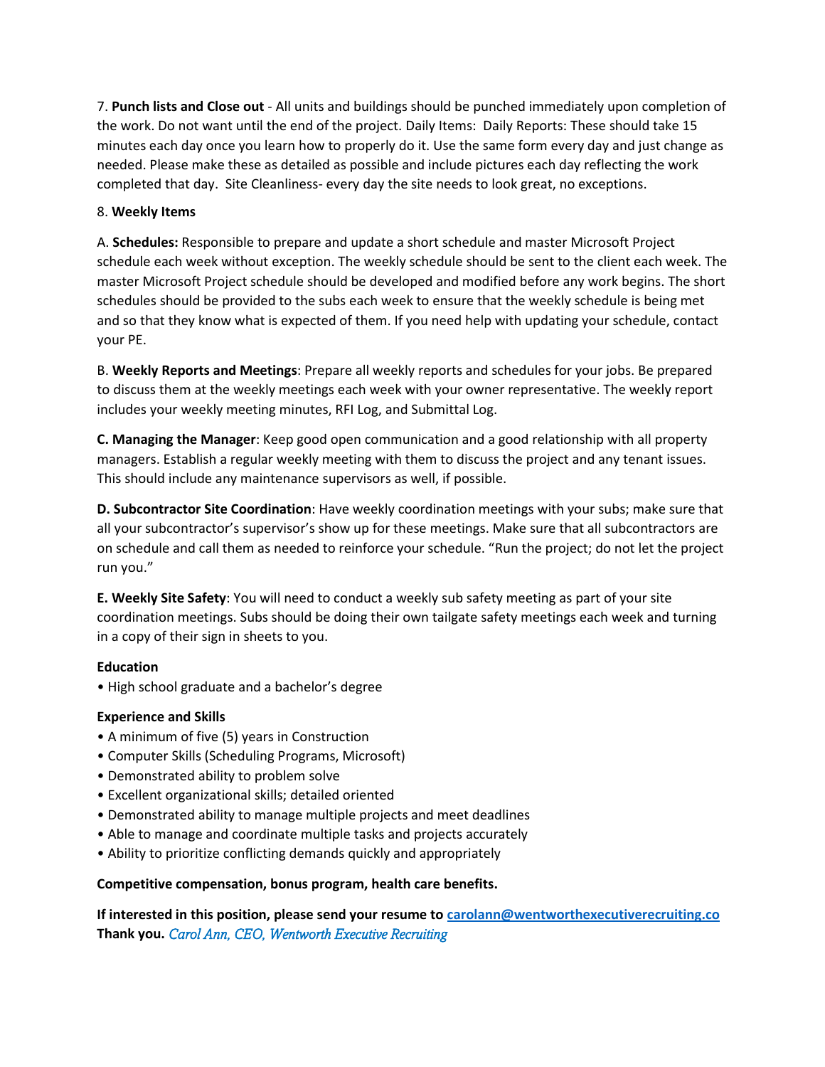7. **Punch lists and Close out** - All units and buildings should be punched immediately upon completion of the work. Do not want until the end of the project. Daily Items:  Daily Reports: These should take 15 minutes each day once you learn how to properly do it. Use the same form every day and just change as needed. Please make these as detailed as possible and include pictures each day reflecting the work completed that day.  Site Cleanliness- every day the site needs to look great, no exceptions.

8. **Weekly Items**

A. **Schedules:** Responsible to prepare and update a short schedule and master Microsoft Project schedule each week without exception. The weekly schedule should be sent to the client each week. The master Microsoft Project schedule should be developed and modified before any work begins. The short schedules should be provided to the subs each week to ensure that the weekly schedule is being met and so that they know what is expected of them. If you need help with updating your schedule, contact your PE.

B. **Weekly Reports and Meetings**: Prepare all weekly reports and schedules for your jobs. Be prepared to discuss them at the weekly meetings each week with your owner representative. The weekly report includes your weekly meeting minutes, RFI Log, and Submittal Log.

**C. Managing the Manager**: Keep good open communication and a good relationship with all property managers. Establish a regular weekly meeting with them to discuss the project and any tenant issues. This should include any maintenance supervisors as well, if possible.

**D. Subcontractor Site Coordination**: Have weekly coordination meetings with your subs; make sure that all your subcontractor's supervisor's show up for these meetings. Make sure that all subcontractors are on schedule and call them as needed to reinforce your schedule. "Run the project; do not let the project run you."

**E. Weekly Site Safety**: You will need to conduct a weekly sub safety meeting as part of your site coordination meetings. Subs should be doing their own tailgate safety meetings each week and turning in a copy of their sign in sheets to you.

**Education**

• High school graduate and a bachelor's degree

**Experience and Skills**

• A minimum of five (5) years in Construction
• Computer Skills (Scheduling Programs, Microsoft)
• Demonstrated ability to problem solve
• Excellent organizational skills; detailed oriented
• Demonstrated ability to manage multiple projects and meet deadlines
• Able to manage and coordinate multiple tasks and projects accurately
• Ability to prioritize conflicting demands quickly and appropriately

**Competitive compensation, bonus program, health care benefits.**

**If interested in this position, please send your resume to [carolann@wentworthexecutiverecruiting.co](mailto:carolann@wentworthexecutiverecruiting.co)**
**Thank you.** *Carol Ann, CEO, Wentworth Executive Recruiting*